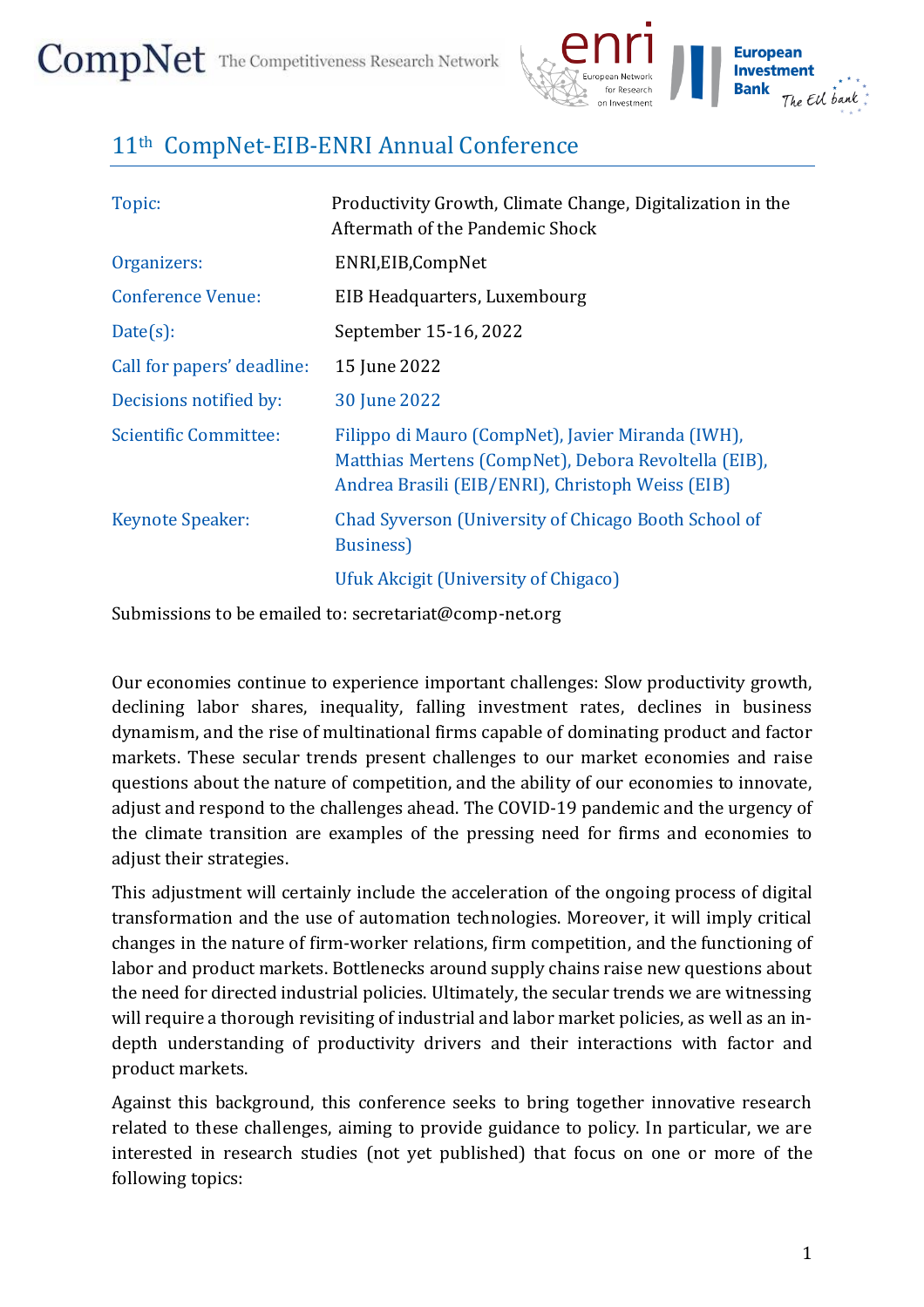# 11th CompNet-EIB-ENRI Annual Conference

| | |
|---|---|
| Topic: | Productivity Growth, Climate Change, Digitalization in the Aftermath of the Pandemic Shock |
| Organizers: | ENRI,EIB,CompNet |
| Conference Venue: | EIB Headquarters, Luxembourg |
| Date(s): | September 15-16, 2022 |
| Call for papers' deadline: | 15 June 2022 |
| Decisions notified by: | 30 June 2022 |
| Scientific Committee: | Filippo di Mauro (CompNet), Javier Miranda (IWH), Matthias Mertens (CompNet), Debora Revoltella (EIB), Andrea Brasili (EIB/ENRI), Christoph Weiss (EIB) |
| Keynote Speaker: | Chad Syverson (University of Chicago Booth School of Business) |
| | Ufuk Akcigit (University of Chigaco) |

Submissions to be emailed to: secretariat@comp-net.org

Our economies continue to experience important challenges: Slow productivity growth, declining labor shares, inequality, falling investment rates, declines in business dynamism, and the rise of multinational firms capable of dominating product and factor markets. These secular trends present challenges to our market economies and raise questions about the nature of competition, and the ability of our economies to innovate, adjust and respond to the challenges ahead. The COVID-19 pandemic and the urgency of the climate transition are examples of the pressing need for firms and economies to adjust their strategies.

This adjustment will certainly include the acceleration of the ongoing process of digital transformation and the use of automation technologies. Moreover, it will imply critical changes in the nature of firm-worker relations, firm competition, and the functioning of labor and product markets. Bottlenecks around supply chains raise new questions about the need for directed industrial policies. Ultimately, the secular trends we are witnessing will require a thorough revisiting of industrial and labor market policies, as well as an in-depth understanding of productivity drivers and their interactions with factor and product markets.

Against this background, this conference seeks to bring together innovative research related to these challenges, aiming to provide guidance to policy. In particular, we are interested in research studies (not yet published) that focus on one or more of the following topics: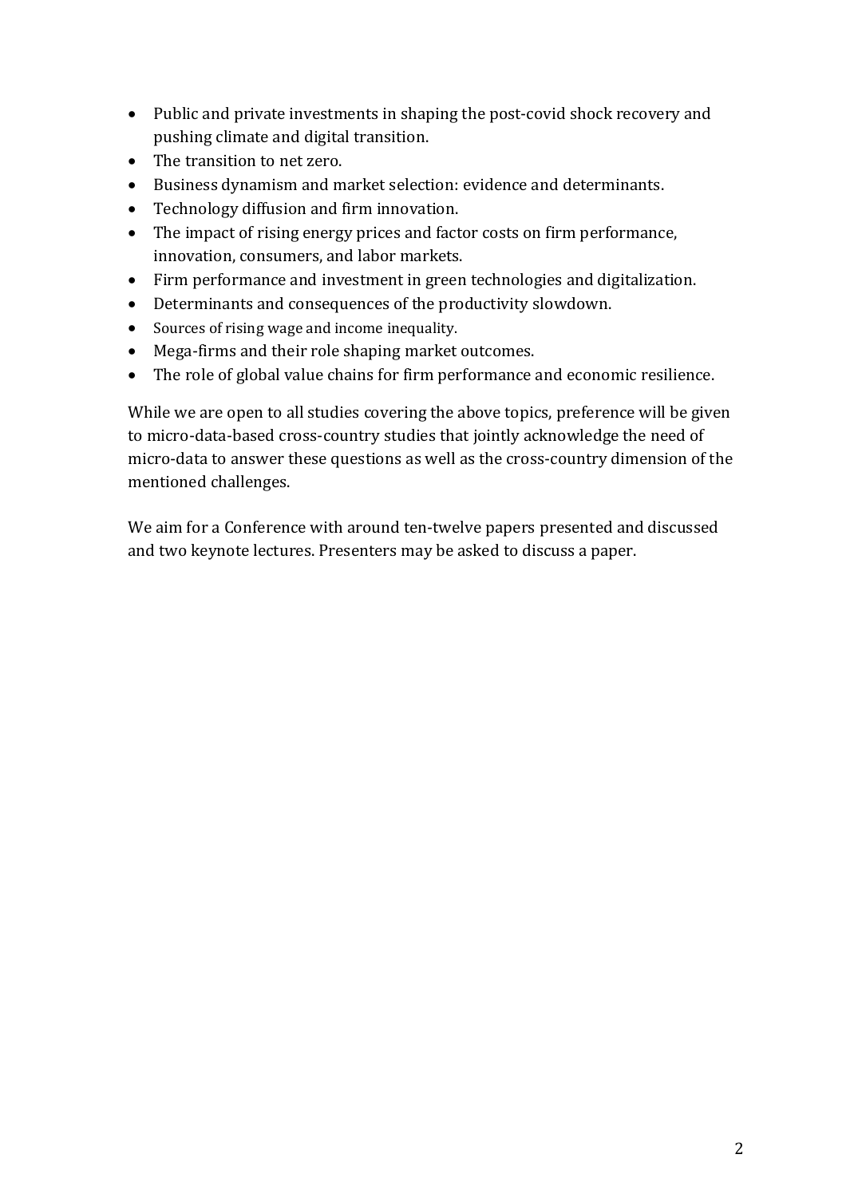- Public and private investments in shaping the post-covid shock recovery and pushing climate and digital transition.
- The transition to net zero.
- Business dynamism and market selection: evidence and determinants.
- Technology diffusion and firm innovation.
- The impact of rising energy prices and factor costs on firm performance, innovation, consumers, and labor markets.
- Firm performance and investment in green technologies and digitalization.
- Determinants and consequences of the productivity slowdown.
- Sources of rising wage and income inequality.
- Mega-firms and their role shaping market outcomes.
- The role of global value chains for firm performance and economic resilience.

While we are open to all studies covering the above topics, preference will be given to micro-data-based cross-country studies that jointly acknowledge the need of micro-data to answer these questions as well as the cross-country dimension of the mentioned challenges.

We aim for a Conference with around ten-twelve papers presented and discussed and two keynote lectures. Presenters may be asked to discuss a paper.